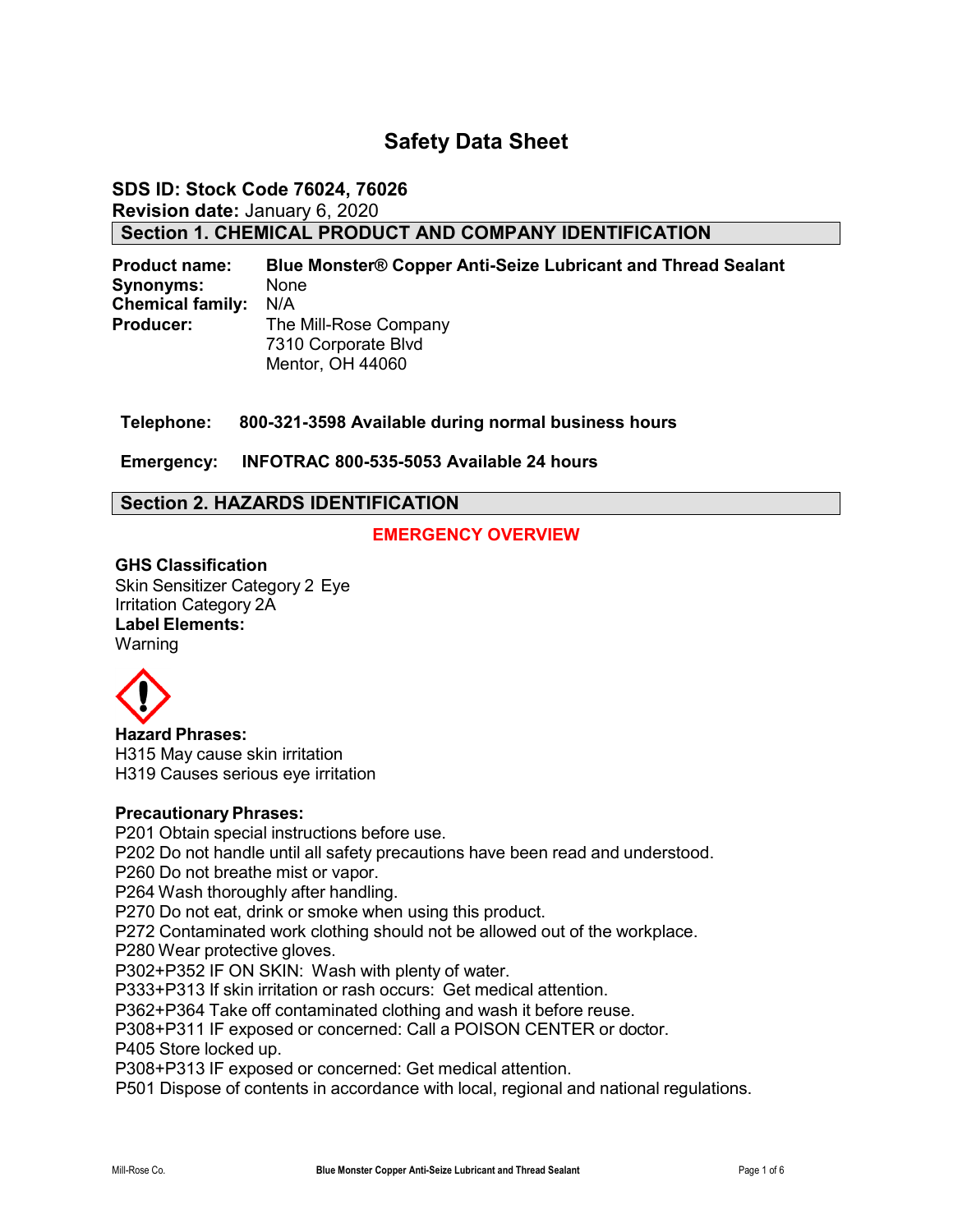# Safety Data Sheet

**SDS ID: Stock Code 76024, 76026**
**Revision date:** January 6, 2020

## Section 1. CHEMICAL PRODUCT AND COMPANY IDENTIFICATION

**Product name:** **Blue Monster® Copper Anti-Seize Lubricant and Thread Sealant**
**Synonyms:** None
**Chemical family:** N/A
**Producer:** The Mill-Rose Company
7310 Corporate Blvd
Mentor, OH 44060

**Telephone: 800-321-3598 Available during normal business hours**

**Emergency: INFOTRAC 800-535-5053 Available 24 hours**

## Section 2. HAZARDS IDENTIFICATION

**EMERGENCY OVERVIEW**

**GHS Classification**
Skin Sensitizer Category 2 Eye Irritation Category 2A
**Label Elements:**
Warning

**Hazard Phrases:**
H315 May cause skin irritation
H319 Causes serious eye irritation

**Precautionary Phrases:**
P201 Obtain special instructions before use.
P202 Do not handle until all safety precautions have been read and understood.
P260 Do not breathe mist or vapor.
P264 Wash thoroughly after handling.
P270 Do not eat, drink or smoke when using this product.
P272 Contaminated work clothing should not be allowed out of the workplace.
P280 Wear protective gloves.
P302+P352 IF ON SKIN: Wash with plenty of water.
P333+P313 If skin irritation or rash occurs: Get medical attention.
P362+P364 Take off contaminated clothing and wash it before reuse.
P308+P311 IF exposed or concerned: Call a POISON CENTER or doctor.
P405 Store locked up.
P308+P313 IF exposed or concerned: Get medical attention.
P501 Dispose of contents in accordance with local, regional and national regulations.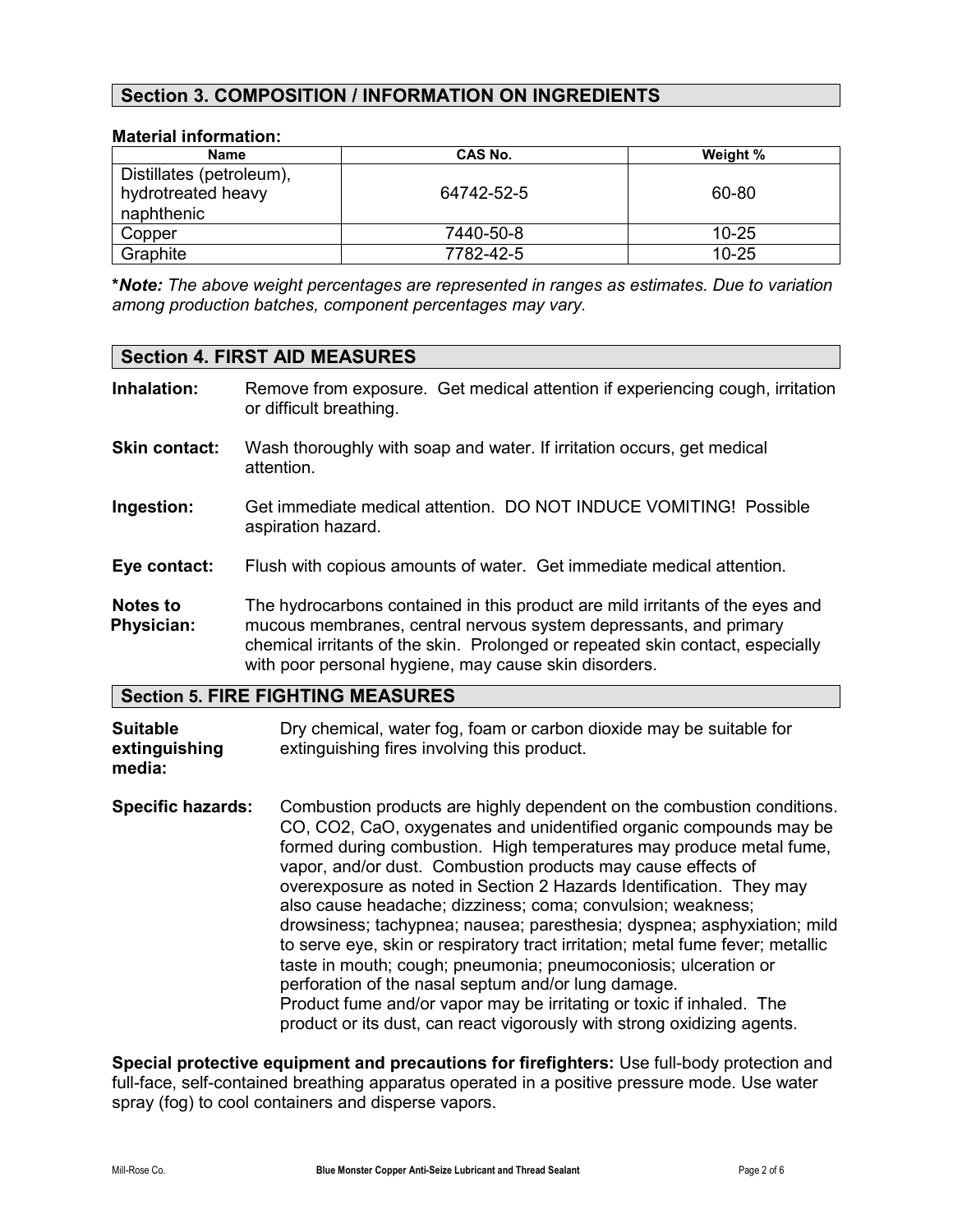## Section 3. COMPOSITION / INFORMATION ON INGREDIENTS

**Material information:**

| Name | CAS No. | Weight % |
|---|---|---|
| Distillates (petroleum), hydrotreated heavy naphthenic | 64742-52-5 | 60-80 |
| Copper | 7440-50-8 | 10-25 |
| Graphite | 7782-42-5 | 10-25 |

***Note:** The above weight percentages are represented in ranges as estimates. Due to variation among production batches, component percentages may vary.*

## Section 4. FIRST AID MEASURES

**Inhalation:** Remove from exposure. Get medical attention if experiencing cough, irritation or difficult breathing.

**Skin contact:** Wash thoroughly with soap and water. If irritation occurs, get medical attention.

**Ingestion:** Get immediate medical attention. DO NOT INDUCE VOMITING! Possible aspiration hazard.

**Eye contact:** Flush with copious amounts of water. Get immediate medical attention.

**Notes to Physician:** The hydrocarbons contained in this product are mild irritants of the eyes and mucous membranes, central nervous system depressants, and primary chemical irritants of the skin. Prolonged or repeated skin contact, especially with poor personal hygiene, may cause skin disorders.

## Section 5. FIRE FIGHTING MEASURES

**Suitable extinguishing media:** Dry chemical, water fog, foam or carbon dioxide may be suitable for extinguishing fires involving this product.

**Specific hazards:** Combustion products are highly dependent on the combustion conditions. CO, $CO_2$, CaO, oxygenates and unidentified organic compounds may be formed during combustion. High temperatures may produce metal fume, vapor, and/or dust. Combustion products may cause effects of overexposure as noted in Section 2 Hazards Identification. They may also cause headache; dizziness; coma; convulsion; weakness; drowsiness; tachypnea; nausea; paresthesia; dyspnea; asphyxiation; mild to serve eye, skin or respiratory tract irritation; metal fume fever; metallic taste in mouth; cough; pneumonia; pneumoconiosis; ulceration or perforation of the nasal septum and/or lung damage.
Product fume and/or vapor may be irritating or toxic if inhaled. The product or its dust, can react vigorously with strong oxidizing agents.

**Special protective equipment and precautions for firefighters:** Use full-body protection and full-face, self-contained breathing apparatus operated in a positive pressure mode. Use water spray (fog) to cool containers and disperse vapors.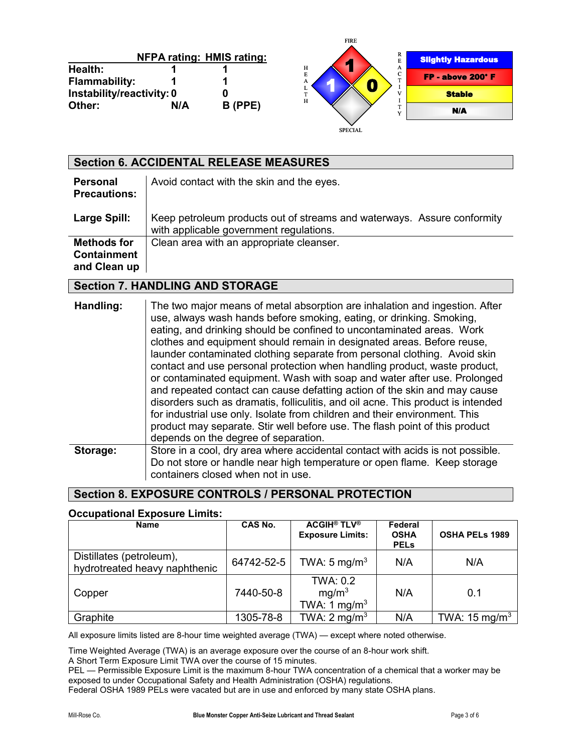| | NFPA rating: | HMIS rating: |
|---|---|---|
| Health: | 1 | 1 |
| Flammability: | 1 | 1 |
| Instability/reactivity: | 0 | 0 |
| Other: | N/A | B (PPE) |

FIRE: 1 — HEALTH: 1 — REACTIVITY: 0 — SPECIAL

- Slightly Hazardous
- FP - above 200° F
- Stable
- N/A

## Section 6. ACCIDENTAL RELEASE MEASURES

| | |
|---|---|
| **Personal Precautions:** | Avoid contact with the skin and the eyes. |
| **Large Spill:** | Keep petroleum products out of streams and waterways. Assure conformity with applicable government regulations. |
| **Methods for Containment and Clean up** | Clean area with an appropriate cleanser. |

## Section 7. HANDLING AND STORAGE

| | |
|---|---|
| **Handling:** | The two major means of metal absorption are inhalation and ingestion. After use, always wash hands before smoking, eating, or drinking. Smoking, eating, and drinking should be confined to uncontaminated areas. Work clothes and equipment should remain in designated areas. Before reuse, launder contaminated clothing separate from personal clothing. Avoid skin contact and use personal protection when handling product, waste product, or contaminated equipment. Wash with soap and water after use. Prolonged and repeated contact can cause defatting action of the skin and may cause disorders such as dramatis, folliculitis, and oil acne. This product is intended for industrial use only. Isolate from children and their environment. This product may separate. Stir well before use. The flash point of this product depends on the degree of separation. |
| **Storage:** | Store in a cool, dry area where accidental contact with acids is not possible. Do not store or handle near high temperature or open flame. Keep storage containers closed when not in use. |

## Section 8. EXPOSURE CONTROLS / PERSONAL PROTECTION

**Occupational Exposure Limits:**

| Name | CAS No. | ACGIH® TLV® Exposure Limits: | Federal OSHA PELs | OSHA PELs 1989 |
|---|---|---|---|---|
| Distillates (petroleum), hydrotreated heavy naphthenic | 64742-52-5 | TWA: 5 mg/m$^3$ | N/A | N/A |
| Copper | 7440-50-8 | TWA: 0.2 mg/m$^3$ TWA: 1 mg/m$^3$ | N/A | 0.1 |
| Graphite | 1305-78-8 | TWA: 2 mg/m$^3$ | N/A | TWA: 15 mg/m$^3$ |

All exposure limits listed are 8-hour time weighted average (TWA) — except where noted otherwise.

Time Weighted Average (TWA) is an average exposure over the course of an 8-hour work shift.
A Short Term Exposure Limit TWA over the course of 15 minutes.
PEL — Permissible Exposure Limit is the maximum 8-hour TWA concentration of a chemical that a worker may be exposed to under Occupational Safety and Health Administration (OSHA) regulations.
Federal OSHA 1989 PELs were vacated but are in use and enforced by many state OSHA plans.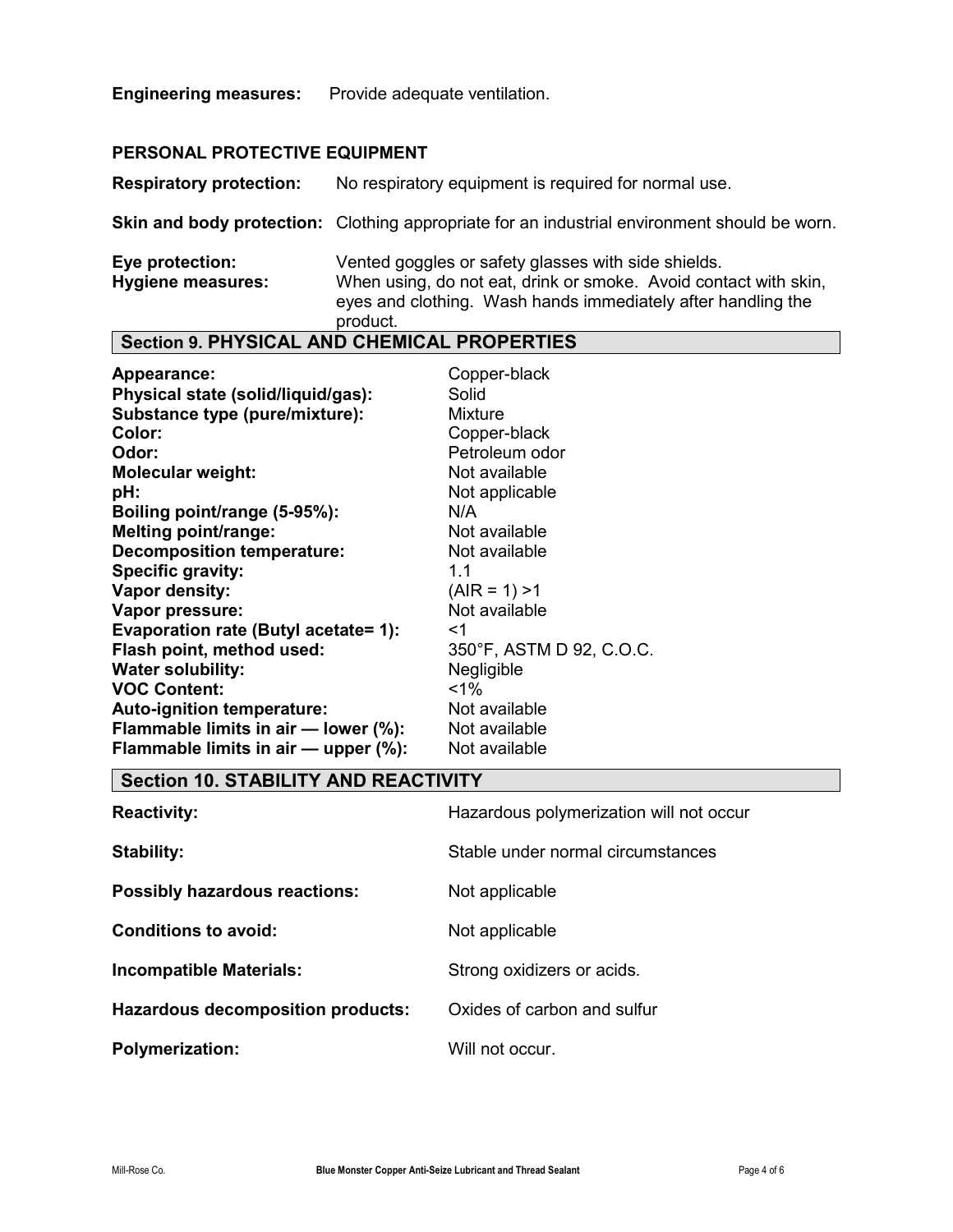**Engineering measures:** Provide adequate ventilation.

**PERSONAL PROTECTIVE EQUIPMENT**

**Respiratory protection:** No respiratory equipment is required for normal use.

**Skin and body protection:** Clothing appropriate for an industrial environment should be worn.

**Eye protection:** Vented goggles or safety glasses with side shields.

**Hygiene measures:** When using, do not eat, drink or smoke. Avoid contact with skin, eyes and clothing. Wash hands immediately after handling the product.

## Section 9. PHYSICAL AND CHEMICAL PROPERTIES

| | |
|---|---|
| **Appearance:** | Copper-black |
| **Physical state (solid/liquid/gas):** | Solid |
| **Substance type (pure/mixture):** | Mixture |
| **Color:** | Copper-black |
| **Odor:** | Petroleum odor |
| **Molecular weight:** | Not available |
| **pH:** | Not applicable |
| **Boiling point/range (5-95%):** | N/A |
| **Melting point/range:** | Not available |
| **Decomposition temperature:** | Not available |
| **Specific gravity:** | 1.1 |
| **Vapor density:** | (AIR = 1) >1 |
| **Vapor pressure:** | Not available |
| **Evaporation rate (Butyl acetate= 1):** | <1 |
| **Flash point, method used:** | 350°F, ASTM D 92, C.O.C. |
| **Water solubility:** | Negligible |
| **VOC Content:** | <1% |
| **Auto-ignition temperature:** | Not available |
| **Flammable limits in air — lower (%):** | Not available |
| **Flammable limits in air — upper (%):** | Not available |

## Section 10. STABILITY AND REACTIVITY

| | |
|---|---|
| **Reactivity:** | Hazardous polymerization will not occur |
| **Stability:** | Stable under normal circumstances |
| **Possibly hazardous reactions:** | Not applicable |
| **Conditions to avoid:** | Not applicable |
| **Incompatible Materials:** | Strong oxidizers or acids. |
| **Hazardous decomposition products:** | Oxides of carbon and sulfur |
| **Polymerization:** | Will not occur. |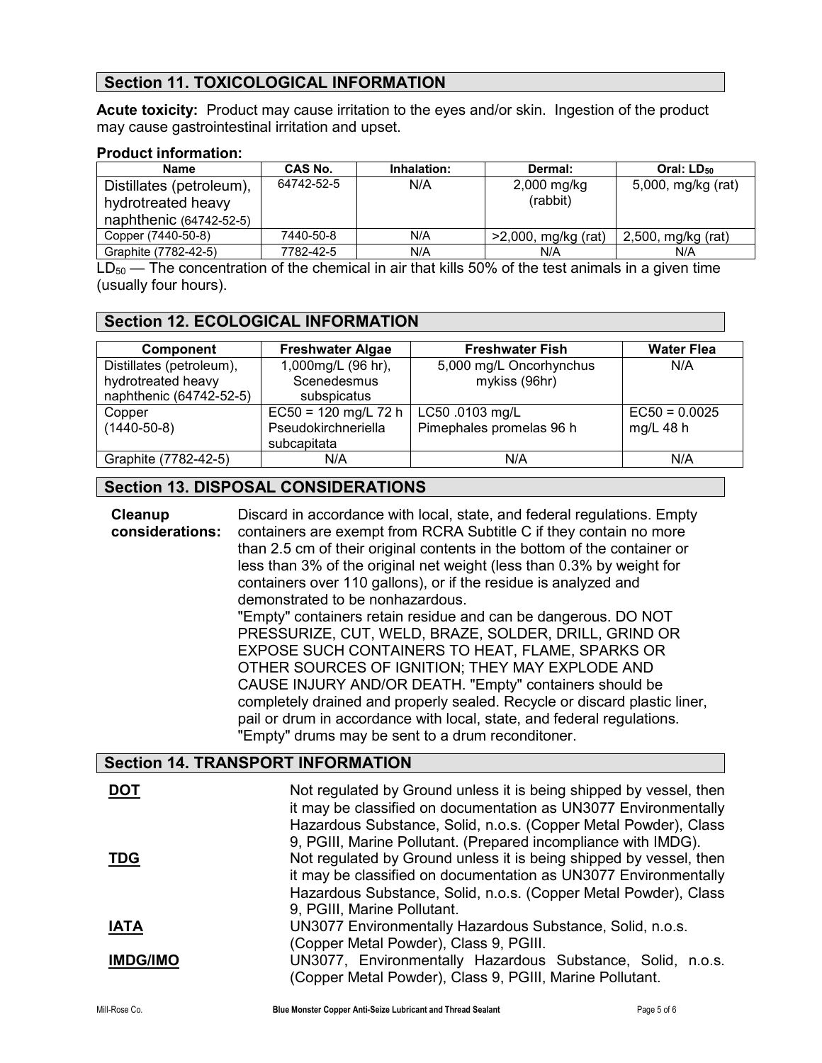## Section 11. TOXICOLOGICAL INFORMATION

**Acute toxicity:** Product may cause irritation to the eyes and/or skin. Ingestion of the product may cause gastrointestinal irritation and upset.

**Product information:**

| Name | CAS No. | Inhalation: | Dermal: | Oral: $LD_{50}$ |
|---|---|---|---|---|
| Distillates (petroleum), hydrotreated heavy naphthenic (64742-52-5) | 64742-52-5 | N/A | 2,000 mg/kg (rabbit) | 5,000, mg/kg (rat) |
| Copper (7440-50-8) | 7440-50-8 | N/A | >2,000, mg/kg (rat) | 2,500, mg/kg (rat) |
| Graphite (7782-42-5) | 7782-42-5 | N/A | N/A | N/A |

$LD_{50}$ — The concentration of the chemical in air that kills 50% of the test animals in a given time (usually four hours).

## Section 12. ECOLOGICAL INFORMATION

| Component | Freshwater Algae | Freshwater Fish | Water Flea |
|---|---|---|---|
| Distillates (petroleum), hydrotreated heavy naphthenic (64742-52-5) | 1,000mg/L (96 hr), Scenedesmus subspicatus | 5,000 mg/L Oncorhynchus mykiss (96hr) | N/A |
| Copper (1440-50-8) | EC50 = 120 mg/L 72 h Pseudokirchneriella subcapitata | LC50 .0103 mg/L Pimephales promelas 96 h | EC50 = 0.0025 mg/L 48 h |
| Graphite (7782-42-5) | N/A | N/A | N/A |

## Section 13. DISPOSAL CONSIDERATIONS

**Cleanup considerations:** Discard in accordance with local, state, and federal regulations. Empty containers are exempt from RCRA Subtitle C if they contain no more than 2.5 cm of their original contents in the bottom of the container or less than 3% of the original net weight (less than 0.3% by weight for containers over 110 gallons), or if the residue is analyzed and demonstrated to be nonhazardous.
"Empty" containers retain residue and can be dangerous. DO NOT PRESSURIZE, CUT, WELD, BRAZE, SOLDER, DRILL, GRIND OR EXPOSE SUCH CONTAINERS TO HEAT, FLAME, SPARKS OR OTHER SOURCES OF IGNITION; THEY MAY EXPLODE AND CAUSE INJURY AND/OR DEATH. "Empty" containers should be completely drained and properly sealed. Recycle or discard plastic liner, pail or drum in accordance with local, state, and federal regulations. "Empty" drums may be sent to a drum reconditoner.

## Section 14. TRANSPORT INFORMATION

**DOT** Not regulated by Ground unless it is being shipped by vessel, then it may be classified on documentation as UN3077 Environmentally Hazardous Substance, Solid, n.o.s. (Copper Metal Powder), Class 9, PGIII, Marine Pollutant. (Prepared incompliance with IMDG).

**TDG** Not regulated by Ground unless it is being shipped by vessel, then it may be classified on documentation as UN3077 Environmentally Hazardous Substance, Solid, n.o.s. (Copper Metal Powder), Class 9, PGIII, Marine Pollutant.

**IATA** UN3077 Environmentally Hazardous Substance, Solid, n.o.s. (Copper Metal Powder), Class 9, PGIII.

**IMDG/IMO** UN3077, Environmentally Hazardous Substance, Solid, n.o.s. (Copper Metal Powder), Class 9, PGIII, Marine Pollutant.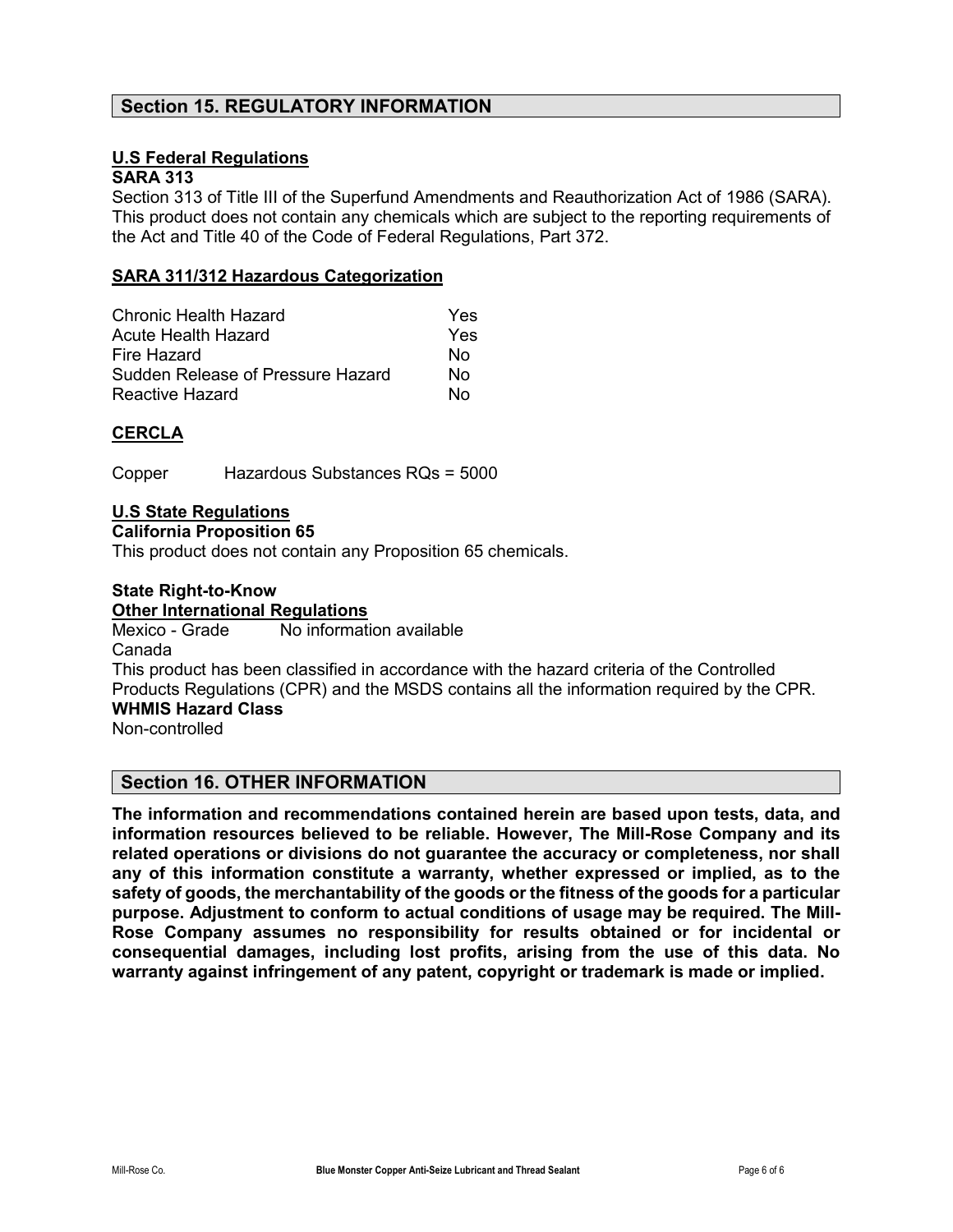## Section 15. REGULATORY INFORMATION

### U.S Federal Regulations

**SARA 313**

Section 313 of Title III of the Superfund Amendments and Reauthorization Act of 1986 (SARA). This product does not contain any chemicals which are subject to the reporting requirements of the Act and Title 40 of the Code of Federal Regulations, Part 372.

### SARA 311/312 Hazardous Categorization

| | |
|---|---|
| Chronic Health Hazard | Yes |
| Acute Health Hazard | Yes |
| Fire Hazard | No |
| Sudden Release of Pressure Hazard | No |
| Reactive Hazard | No |

### CERCLA

Copper Hazardous Substances RQs = 5000

### U.S State Regulations

**California Proposition 65**

This product does not contain any Proposition 65 chemicals.

**State Right-to-Know**

### Other International Regulations

Mexico - Grade No information available

Canada

This product has been classified in accordance with the hazard criteria of the Controlled Products Regulations (CPR) and the MSDS contains all the information required by the CPR.

**WHMIS Hazard Class**

Non-controlled

## Section 16. OTHER INFORMATION

**The information and recommendations contained herein are based upon tests, data, and information resources believed to be reliable. However, The Mill-Rose Company and its related operations or divisions do not guarantee the accuracy or completeness, nor shall any of this information constitute a warranty, whether expressed or implied, as to the safety of goods, the merchantability of the goods or the fitness of the goods for a particular purpose. Adjustment to conform to actual conditions of usage may be required. The Mill-Rose Company assumes no responsibility for results obtained or for incidental or consequential damages, including lost profits, arising from the use of this data. No warranty against infringement of any patent, copyright or trademark is made or implied.**